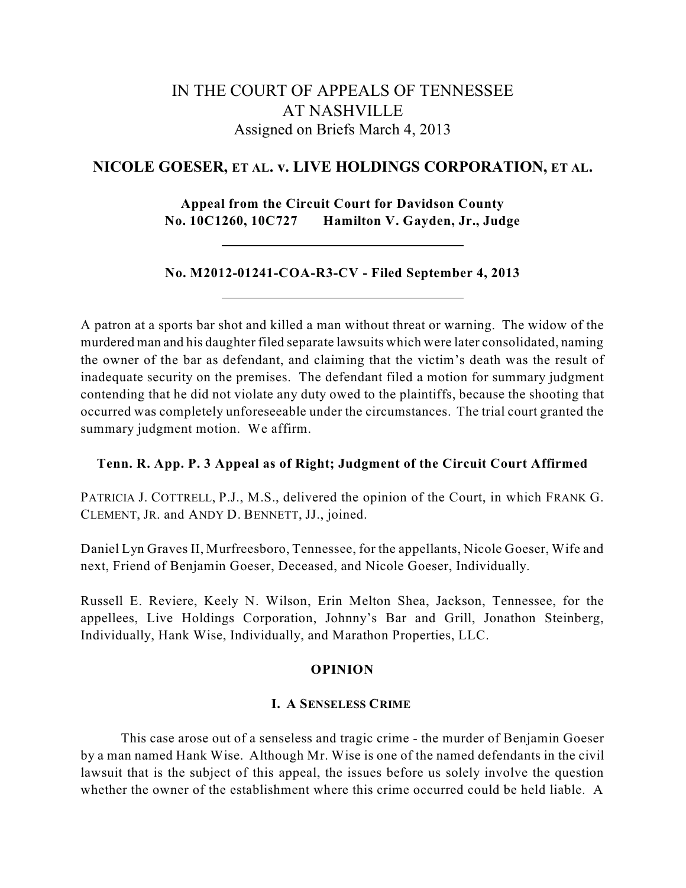# IN THE COURT OF APPEALS OF TENNESSEE AT NASHVILLE

Assigned on Briefs March 4, 2013

## NICOLE GOESER, ET AL. v. LIVE HOLDINGS CORPORATION, ET AL.

**Appeal from the Circuit Court for Davidson County**
**No. 10C1260, 10C727 Hamilton V. Gayden, Jr., Judge**

---

**No. M2012-01241-COA-R3-CV - Filed September 4, 2013**

---

A patron at a sports bar shot and killed a man without threat or warning. The widow of the murdered man and his daughter filed separate lawsuits which were later consolidated, naming the owner of the bar as defendant, and claiming that the victim's death was the result of inadequate security on the premises. The defendant filed a motion for summary judgment contending that he did not violate any duty owed to the plaintiffs, because the shooting that occurred was completely unforeseeable under the circumstances. The trial court granted the summary judgment motion. We affirm.

**Tenn. R. App. P. 3 Appeal as of Right; Judgment of the Circuit Court Affirmed**

PATRICIA J. COTTRELL, P.J., M.S., delivered the opinion of the Court, in which FRANK G. CLEMENT, JR. and ANDY D. BENNETT, JJ., joined.

Daniel Lyn Graves II, Murfreesboro, Tennessee, for the appellants, Nicole Goeser, Wife and next, Friend of Benjamin Goeser, Deceased, and Nicole Goeser, Individually.

Russell E. Reviere, Keely N. Wilson, Erin Melton Shea, Jackson, Tennessee, for the appellees, Live Holdings Corporation, Johnny's Bar and Grill, Jonathon Steinberg, Individually, Hank Wise, Individually, and Marathon Properties, LLC.

## OPINION

### I. A SENSELESS CRIME

This case arose out of a senseless and tragic crime - the murder of Benjamin Goeser by a man named Hank Wise. Although Mr. Wise is one of the named defendants in the civil lawsuit that is the subject of this appeal, the issues before us solely involve the question whether the owner of the establishment where this crime occurred could be held liable. A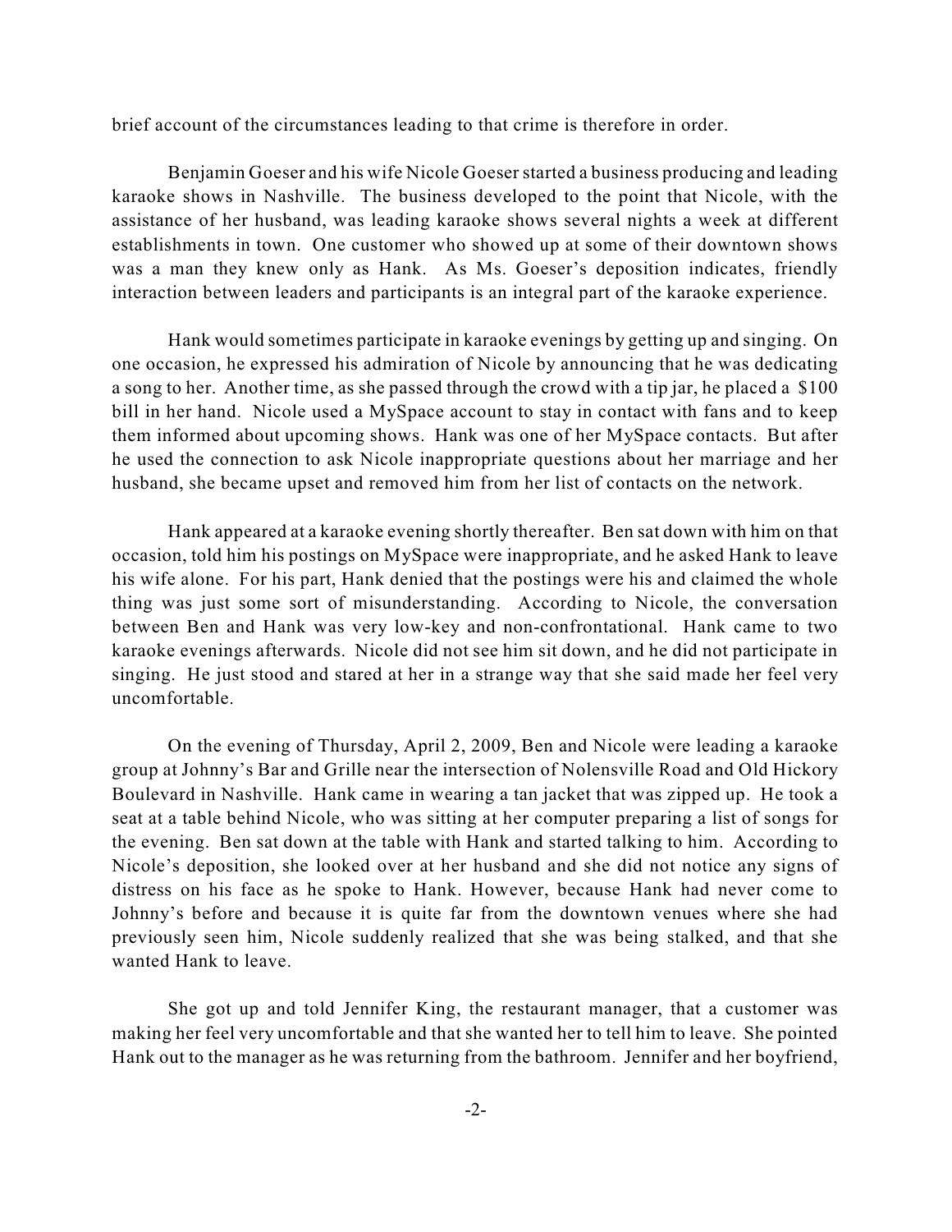brief account of the circumstances leading to that crime is therefore in order.

Benjamin Goeser and his wife Nicole Goeser started a business producing and leading karaoke shows in Nashville. The business developed to the point that Nicole, with the assistance of her husband, was leading karaoke shows several nights a week at different establishments in town. One customer who showed up at some of their downtown shows was a man they knew only as Hank. As Ms. Goeser's deposition indicates, friendly interaction between leaders and participants is an integral part of the karaoke experience.

Hank would sometimes participate in karaoke evenings by getting up and singing. On one occasion, he expressed his admiration of Nicole by announcing that he was dedicating a song to her. Another time, as she passed through the crowd with a tip jar, he placed a $100 bill in her hand. Nicole used a MySpace account to stay in contact with fans and to keep them informed about upcoming shows. Hank was one of her MySpace contacts. But after he used the connection to ask Nicole inappropriate questions about her marriage and her husband, she became upset and removed him from her list of contacts on the network.

Hank appeared at a karaoke evening shortly thereafter. Ben sat down with him on that occasion, told him his postings on MySpace were inappropriate, and he asked Hank to leave his wife alone. For his part, Hank denied that the postings were his and claimed the whole thing was just some sort of misunderstanding. According to Nicole, the conversation between Ben and Hank was very low-key and non-confrontational. Hank came to two karaoke evenings afterwards. Nicole did not see him sit down, and he did not participate in singing. He just stood and stared at her in a strange way that she said made her feel very uncomfortable.

On the evening of Thursday, April 2, 2009, Ben and Nicole were leading a karaoke group at Johnny's Bar and Grille near the intersection of Nolensville Road and Old Hickory Boulevard in Nashville. Hank came in wearing a tan jacket that was zipped up. He took a seat at a table behind Nicole, who was sitting at her computer preparing a list of songs for the evening. Ben sat down at the table with Hank and started talking to him. According to Nicole's deposition, she looked over at her husband and she did not notice any signs of distress on his face as he spoke to Hank. However, because Hank had never come to Johnny's before and because it is quite far from the downtown venues where she had previously seen him, Nicole suddenly realized that she was being stalked, and that she wanted Hank to leave.

She got up and told Jennifer King, the restaurant manager, that a customer was making her feel very uncomfortable and that she wanted her to tell him to leave. She pointed Hank out to the manager as he was returning from the bathroom. Jennifer and her boyfriend,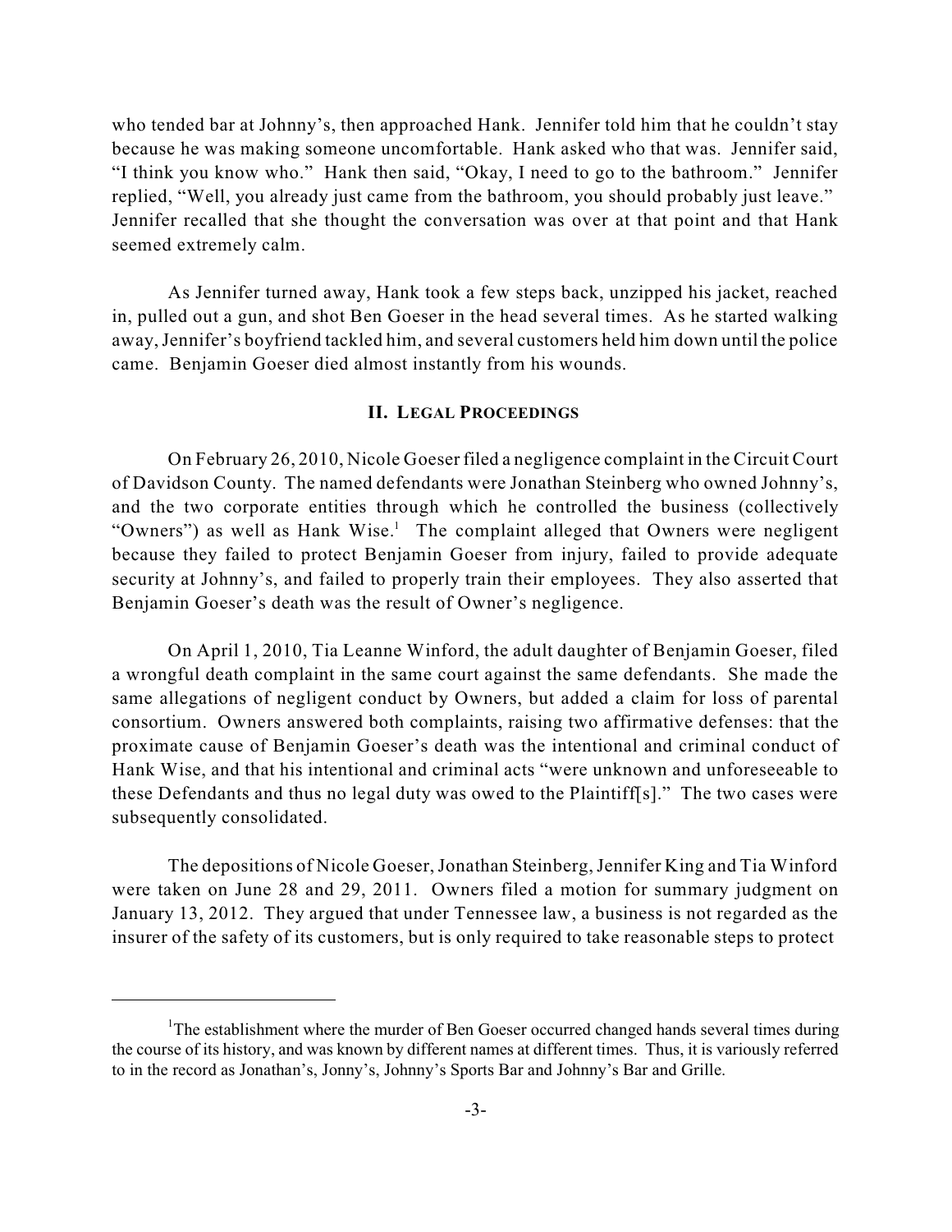who tended bar at Johnny's, then approached Hank. Jennifer told him that he couldn't stay because he was making someone uncomfortable. Hank asked who that was. Jennifer said, "I think you know who." Hank then said, "Okay, I need to go to the bathroom." Jennifer replied, "Well, you already just came from the bathroom, you should probably just leave." Jennifer recalled that she thought the conversation was over at that point and that Hank seemed extremely calm.

As Jennifer turned away, Hank took a few steps back, unzipped his jacket, reached in, pulled out a gun, and shot Ben Goeser in the head several times. As he started walking away, Jennifer's boyfriend tackled him, and several customers held him down until the police came. Benjamin Goeser died almost instantly from his wounds.

## II. LEGAL PROCEEDINGS

On February 26, 2010, Nicole Goeser filed a negligence complaint in the Circuit Court of Davidson County. The named defendants were Jonathan Steinberg who owned Johnny's, and the two corporate entities through which he controlled the business (collectively "Owners") as well as Hank Wise.[1] The complaint alleged that Owners were negligent because they failed to protect Benjamin Goeser from injury, failed to provide adequate security at Johnny's, and failed to properly train their employees. They also asserted that Benjamin Goeser's death was the result of Owner's negligence.

On April 1, 2010, Tia Leanne Winford, the adult daughter of Benjamin Goeser, filed a wrongful death complaint in the same court against the same defendants. She made the same allegations of negligent conduct by Owners, but added a claim for loss of parental consortium. Owners answered both complaints, raising two affirmative defenses: that the proximate cause of Benjamin Goeser's death was the intentional and criminal conduct of Hank Wise, and that his intentional and criminal acts "were unknown and unforeseeable to these Defendants and thus no legal duty was owed to the Plaintiff[s]." The two cases were subsequently consolidated.

The depositions of Nicole Goeser, Jonathan Steinberg, Jennifer King and Tia Winford were taken on June 28 and 29, 2011. Owners filed a motion for summary judgment on January 13, 2012. They argued that under Tennessee law, a business is not regarded as the insurer of the safety of its customers, but is only required to take reasonable steps to protect

[1] The establishment where the murder of Ben Goeser occurred changed hands several times during the course of its history, and was known by different names at different times. Thus, it is variously referred to in the record as Jonathan's, Jonny's, Johnny's Sports Bar and Johnny's Bar and Grille.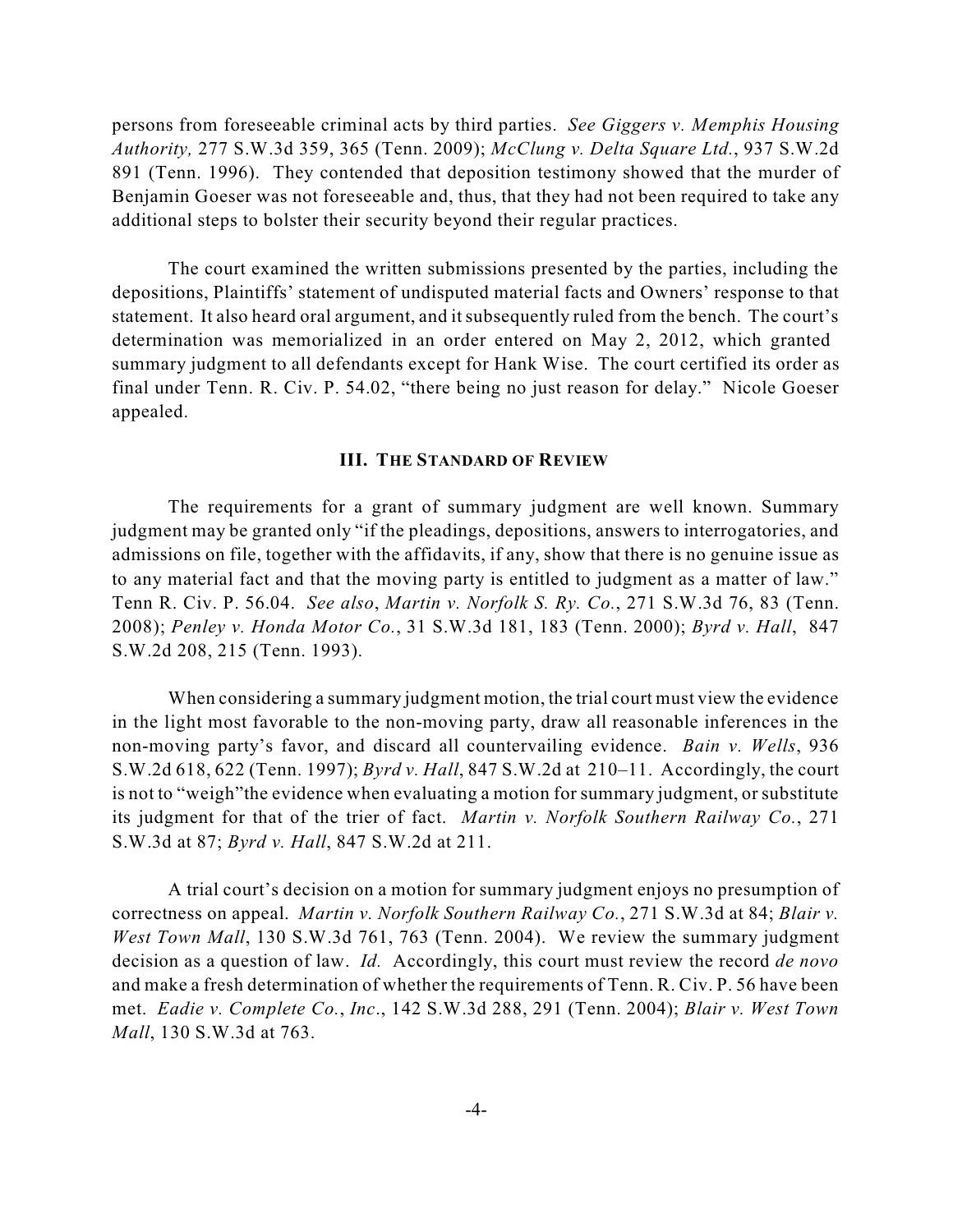persons from foreseeable criminal acts by third parties. *See Giggers v. Memphis Housing Authority,* 277 S.W.3d 359, 365 (Tenn. 2009); *McClung v. Delta Square Ltd.*, 937 S.W.2d 891 (Tenn. 1996). They contended that deposition testimony showed that the murder of Benjamin Goeser was not foreseeable and, thus, that they had not been required to take any additional steps to bolster their security beyond their regular practices.

The court examined the written submissions presented by the parties, including the depositions, Plaintiffs' statement of undisputed material facts and Owners' response to that statement. It also heard oral argument, and it subsequently ruled from the bench. The court's determination was memorialized in an order entered on May 2, 2012, which granted summary judgment to all defendants except for Hank Wise. The court certified its order as final under Tenn. R. Civ. P. 54.02, "there being no just reason for delay." Nicole Goeser appealed.

## III. THE STANDARD OF REVIEW

The requirements for a grant of summary judgment are well known. Summary judgment may be granted only "if the pleadings, depositions, answers to interrogatories, and admissions on file, together with the affidavits, if any, show that there is no genuine issue as to any material fact and that the moving party is entitled to judgment as a matter of law." Tenn R. Civ. P. 56.04. *See also*, *Martin v. Norfolk S. Ry. Co.*, 271 S.W.3d 76, 83 (Tenn. 2008); *Penley v. Honda Motor Co.*, 31 S.W.3d 181, 183 (Tenn. 2000); *Byrd v. Hall*, 847 S.W.2d 208, 215 (Tenn. 1993).

When considering a summary judgment motion, the trial court must view the evidence in the light most favorable to the non-moving party, draw all reasonable inferences in the non-moving party's favor, and discard all countervailing evidence. *Bain v. Wells*, 936 S.W.2d 618, 622 (Tenn. 1997); *Byrd v. Hall*, 847 S.W.2d at 210–11. Accordingly, the court is not to "weigh"the evidence when evaluating a motion for summary judgment, or substitute its judgment for that of the trier of fact. *Martin v. Norfolk Southern Railway Co.*, 271 S.W.3d at 87; *Byrd v. Hall*, 847 S.W.2d at 211.

A trial court's decision on a motion for summary judgment enjoys no presumption of correctness on appeal. *Martin v. Norfolk Southern Railway Co.*, 271 S.W.3d at 84; *Blair v. West Town Mall*, 130 S.W.3d 761, 763 (Tenn. 2004). We review the summary judgment decision as a question of law. *Id.* Accordingly, this court must review the record *de novo* and make a fresh determination of whether the requirements of Tenn. R. Civ. P. 56 have been met. *Eadie v. Complete Co., Inc*., 142 S.W.3d 288, 291 (Tenn. 2004); *Blair v. West Town Mall*, 130 S.W.3d at 763.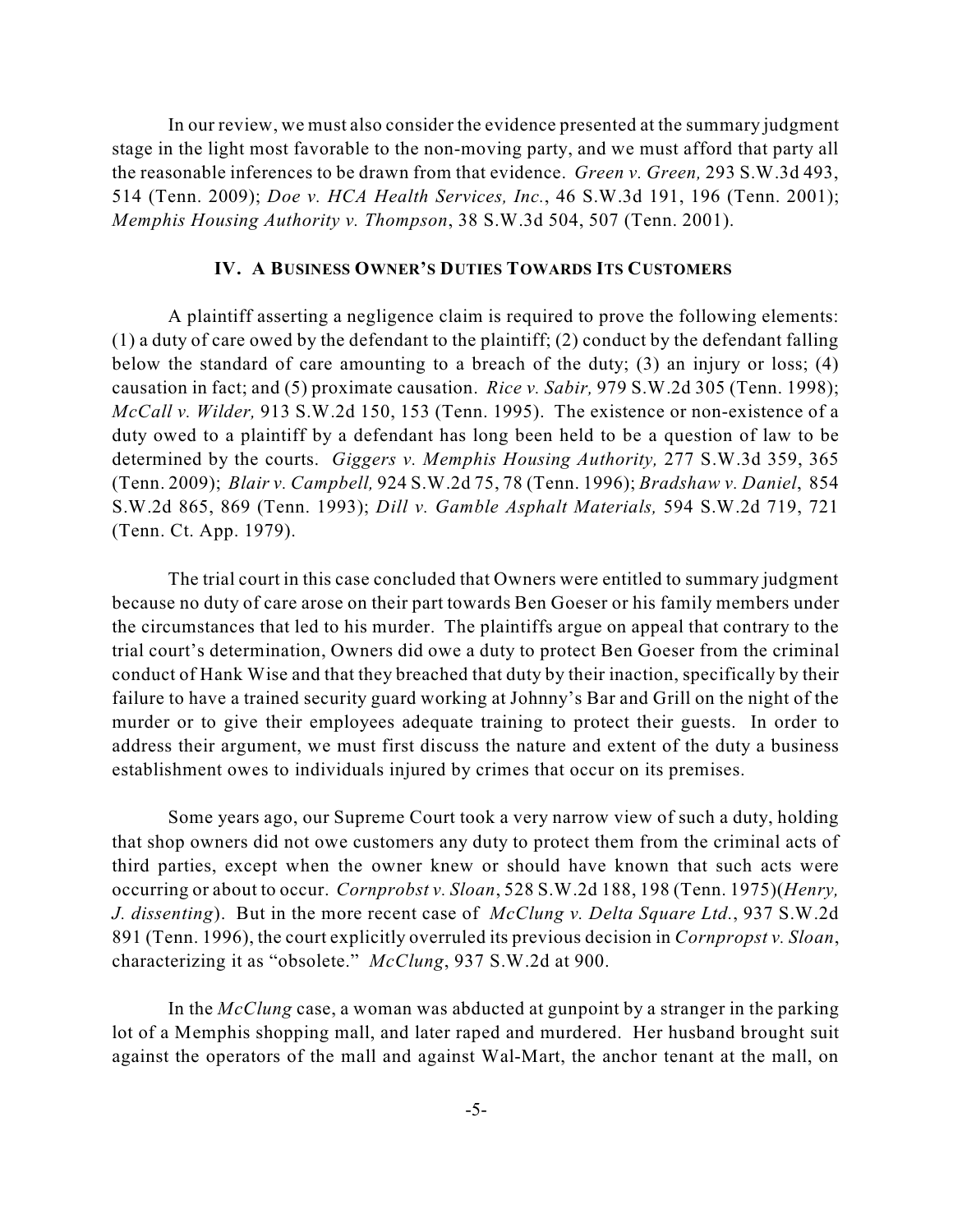In our review, we must also consider the evidence presented at the summary judgment stage in the light most favorable to the non-moving party, and we must afford that party all the reasonable inferences to be drawn from that evidence. *Green v. Green,* 293 S.W.3d 493, 514 (Tenn. 2009); *Doe v. HCA Health Services, Inc.*, 46 S.W.3d 191, 196 (Tenn. 2001); *Memphis Housing Authority v. Thompson*, 38 S.W.3d 504, 507 (Tenn. 2001).

## IV. A BUSINESS OWNER'S DUTIES TOWARDS ITS CUSTOMERS

A plaintiff asserting a negligence claim is required to prove the following elements: (1) a duty of care owed by the defendant to the plaintiff; (2) conduct by the defendant falling below the standard of care amounting to a breach of the duty; (3) an injury or loss; (4) causation in fact; and (5) proximate causation. *Rice v. Sabir,* 979 S.W.2d 305 (Tenn. 1998); *McCall v. Wilder,* 913 S.W.2d 150, 153 (Tenn. 1995). The existence or non-existence of a duty owed to a plaintiff by a defendant has long been held to be a question of law to be determined by the courts. *Giggers v. Memphis Housing Authority,* 277 S.W.3d 359, 365 (Tenn. 2009); *Blair v. Campbell,* 924 S.W.2d 75, 78 (Tenn. 1996); *Bradshaw v. Daniel*, 854 S.W.2d 865, 869 (Tenn. 1993); *Dill v. Gamble Asphalt Materials,* 594 S.W.2d 719, 721 (Tenn. Ct. App. 1979).

The trial court in this case concluded that Owners were entitled to summary judgment because no duty of care arose on their part towards Ben Goeser or his family members under the circumstances that led to his murder. The plaintiffs argue on appeal that contrary to the trial court's determination, Owners did owe a duty to protect Ben Goeser from the criminal conduct of Hank Wise and that they breached that duty by their inaction, specifically by their failure to have a trained security guard working at Johnny's Bar and Grill on the night of the murder or to give their employees adequate training to protect their guests. In order to address their argument, we must first discuss the nature and extent of the duty a business establishment owes to individuals injured by crimes that occur on its premises.

Some years ago, our Supreme Court took a very narrow view of such a duty, holding that shop owners did not owe customers any duty to protect them from the criminal acts of third parties, except when the owner knew or should have known that such acts were occurring or about to occur. *Cornprobst v. Sloan*, 528 S.W.2d 188, 198 (Tenn. 1975)(*Henry, J. dissenting*). But in the more recent case of *McClung v. Delta Square Ltd.*, 937 S.W.2d 891 (Tenn. 1996), the court explicitly overruled its previous decision in *Cornpropst v. Sloan*, characterizing it as "obsolete." *McClung*, 937 S.W.2d at 900.

In the *McClung* case, a woman was abducted at gunpoint by a stranger in the parking lot of a Memphis shopping mall, and later raped and murdered. Her husband brought suit against the operators of the mall and against Wal-Mart, the anchor tenant at the mall, on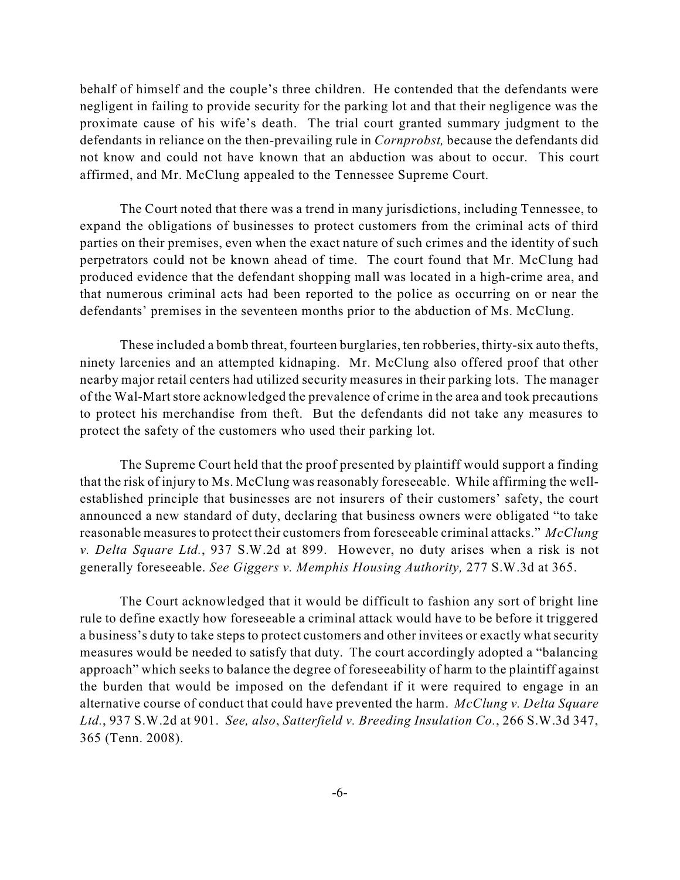behalf of himself and the couple's three children. He contended that the defendants were negligent in failing to provide security for the parking lot and that their negligence was the proximate cause of his wife's death. The trial court granted summary judgment to the defendants in reliance on the then-prevailing rule in *Cornprobst,* because the defendants did not know and could not have known that an abduction was about to occur. This court affirmed, and Mr. McClung appealed to the Tennessee Supreme Court.

The Court noted that there was a trend in many jurisdictions, including Tennessee, to expand the obligations of businesses to protect customers from the criminal acts of third parties on their premises, even when the exact nature of such crimes and the identity of such perpetrators could not be known ahead of time. The court found that Mr. McClung had produced evidence that the defendant shopping mall was located in a high-crime area, and that numerous criminal acts had been reported to the police as occurring on or near the defendants' premises in the seventeen months prior to the abduction of Ms. McClung.

These included a bomb threat, fourteen burglaries, ten robberies, thirty-six auto thefts, ninety larcenies and an attempted kidnaping. Mr. McClung also offered proof that other nearby major retail centers had utilized security measures in their parking lots. The manager of the Wal-Mart store acknowledged the prevalence of crime in the area and took precautions to protect his merchandise from theft. But the defendants did not take any measures to protect the safety of the customers who used their parking lot.

The Supreme Court held that the proof presented by plaintiff would support a finding that the risk of injury to Ms. McClung was reasonably foreseeable. While affirming the well-established principle that businesses are not insurers of their customers' safety, the court announced a new standard of duty, declaring that business owners were obligated "to take reasonable measures to protect their customers from foreseeable criminal attacks." *McClung v. Delta Square Ltd.*, 937 S.W.2d at 899. However, no duty arises when a risk is not generally foreseeable. *See Giggers v. Memphis Housing Authority,* 277 S.W.3d at 365.

The Court acknowledged that it would be difficult to fashion any sort of bright line rule to define exactly how foreseeable a criminal attack would have to be before it triggered a business's duty to take steps to protect customers and other invitees or exactly what security measures would be needed to satisfy that duty. The court accordingly adopted a "balancing approach" which seeks to balance the degree of foreseeability of harm to the plaintiff against the burden that would be imposed on the defendant if it were required to engage in an alternative course of conduct that could have prevented the harm. *McClung v. Delta Square Ltd.*, 937 S.W.2d at 901. *See, also*, *Satterfield v. Breeding Insulation Co.*, 266 S.W.3d 347, 365 (Tenn. 2008).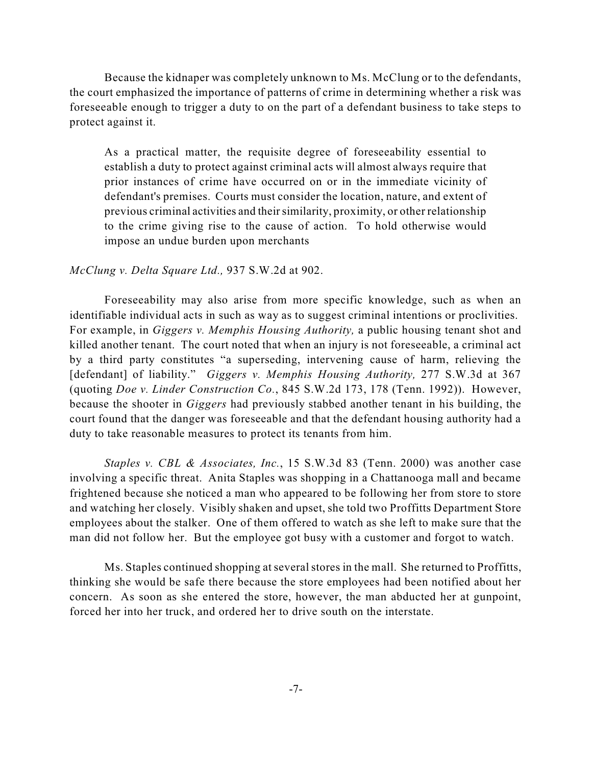Because the kidnaper was completely unknown to Ms. McClung or to the defendants, the court emphasized the importance of patterns of crime in determining whether a risk was foreseeable enough to trigger a duty to on the part of a defendant business to take steps to protect against it.

> As a practical matter, the requisite degree of foreseeability essential to establish a duty to protect against criminal acts will almost always require that prior instances of crime have occurred on or in the immediate vicinity of defendant's premises. Courts must consider the location, nature, and extent of previous criminal activities and their similarity, proximity, or other relationship to the crime giving rise to the cause of action. To hold otherwise would impose an undue burden upon merchants

*McClung v. Delta Square Ltd.,* 937 S.W.2d at 902.

Foreseeability may also arise from more specific knowledge, such as when an identifiable individual acts in such as way as to suggest criminal intentions or proclivities. For example, in *Giggers v. Memphis Housing Authority,* a public housing tenant shot and killed another tenant. The court noted that when an injury is not foreseeable, a criminal act by a third party constitutes "a superseding, intervening cause of harm, relieving the [defendant] of liability." *Giggers v. Memphis Housing Authority,* 277 S.W.3d at 367 (quoting *Doe v. Linder Construction Co.*, 845 S.W.2d 173, 178 (Tenn. 1992)). However, because the shooter in *Giggers* had previously stabbed another tenant in his building, the court found that the danger was foreseeable and that the defendant housing authority had a duty to take reasonable measures to protect its tenants from him.

*Staples v. CBL & Associates, Inc.*, 15 S.W.3d 83 (Tenn. 2000) was another case involving a specific threat. Anita Staples was shopping in a Chattanooga mall and became frightened because she noticed a man who appeared to be following her from store to store and watching her closely. Visibly shaken and upset, she told two Proffitts Department Store employees about the stalker. One of them offered to watch as she left to make sure that the man did not follow her. But the employee got busy with a customer and forgot to watch.

Ms. Staples continued shopping at several stores in the mall. She returned to Proffitts, thinking she would be safe there because the store employees had been notified about her concern. As soon as she entered the store, however, the man abducted her at gunpoint, forced her into her truck, and ordered her to drive south on the interstate.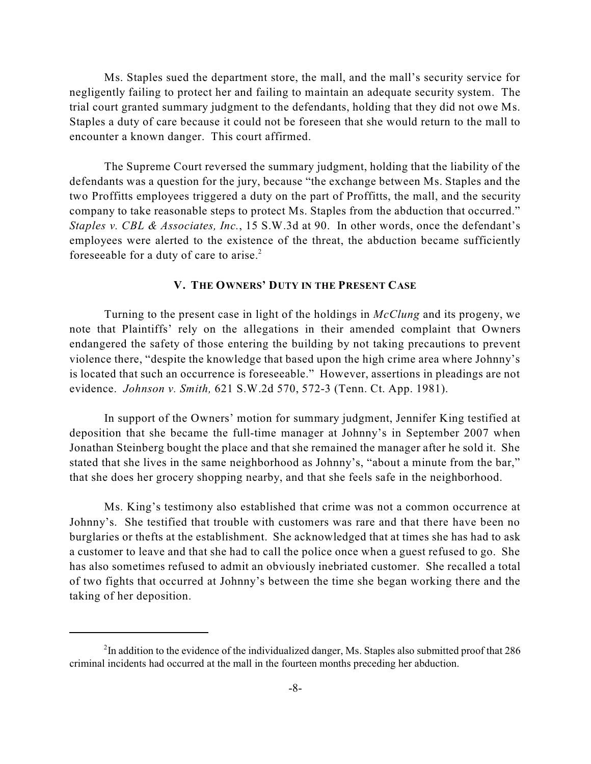Ms. Staples sued the department store, the mall, and the mall's security service for negligently failing to protect her and failing to maintain an adequate security system. The trial court granted summary judgment to the defendants, holding that they did not owe Ms. Staples a duty of care because it could not be foreseen that she would return to the mall to encounter a known danger. This court affirmed.

The Supreme Court reversed the summary judgment, holding that the liability of the defendants was a question for the jury, because "the exchange between Ms. Staples and the two Proffitts employees triggered a duty on the part of Proffitts, the mall, and the security company to take reasonable steps to protect Ms. Staples from the abduction that occurred." *Staples v. CBL & Associates, Inc.*, 15 S.W.3d at 90. In other words, once the defendant's employees were alerted to the existence of the threat, the abduction became sufficiently foreseeable for a duty of care to arise.[2]

## V. THE OWNERS' DUTY IN THE PRESENT CASE

Turning to the present case in light of the holdings in *McClung* and its progeny, we note that Plaintiffs' rely on the allegations in their amended complaint that Owners endangered the safety of those entering the building by not taking precautions to prevent violence there, "despite the knowledge that based upon the high crime area where Johnny's is located that such an occurrence is foreseeable." However, assertions in pleadings are not evidence. *Johnson v. Smith,* 621 S.W.2d 570, 572-3 (Tenn. Ct. App. 1981).

In support of the Owners' motion for summary judgment, Jennifer King testified at deposition that she became the full-time manager at Johnny's in September 2007 when Jonathan Steinberg bought the place and that she remained the manager after he sold it. She stated that she lives in the same neighborhood as Johnny's, "about a minute from the bar," that she does her grocery shopping nearby, and that she feels safe in the neighborhood.

Ms. King's testimony also established that crime was not a common occurrence at Johnny's. She testified that trouble with customers was rare and that there have been no burglaries or thefts at the establishment. She acknowledged that at times she has had to ask a customer to leave and that she had to call the police once when a guest refused to go. She has also sometimes refused to admit an obviously inebriated customer. She recalled a total of two fights that occurred at Johnny's between the time she began working there and the taking of her deposition.

---

[2] In addition to the evidence of the individualized danger, Ms. Staples also submitted proof that 286 criminal incidents had occurred at the mall in the fourteen months preceding her abduction.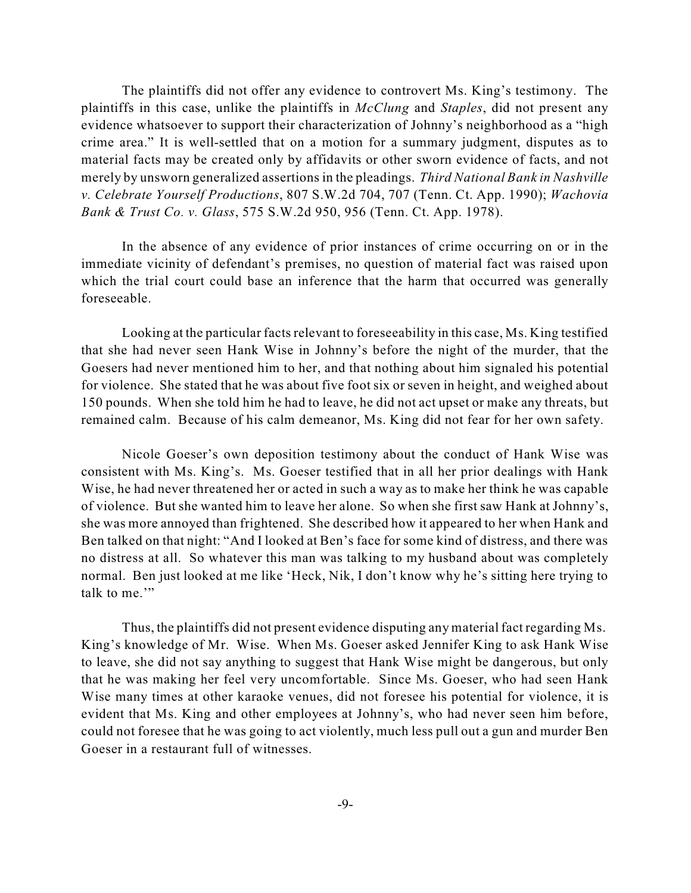The plaintiffs did not offer any evidence to controvert Ms. King's testimony. The plaintiffs in this case, unlike the plaintiffs in *McClung* and *Staples*, did not present any evidence whatsoever to support their characterization of Johnny's neighborhood as a "high crime area." It is well-settled that on a motion for a summary judgment, disputes as to material facts may be created only by affidavits or other sworn evidence of facts, and not merely by unsworn generalized assertions in the pleadings. *Third National Bank in Nashville v. Celebrate Yourself Productions*, 807 S.W.2d 704, 707 (Tenn. Ct. App. 1990); *Wachovia Bank & Trust Co. v. Glass*, 575 S.W.2d 950, 956 (Tenn. Ct. App. 1978).

In the absence of any evidence of prior instances of crime occurring on or in the immediate vicinity of defendant's premises, no question of material fact was raised upon which the trial court could base an inference that the harm that occurred was generally foreseeable.

Looking at the particular facts relevant to foreseeability in this case, Ms. King testified that she had never seen Hank Wise in Johnny's before the night of the murder, that the Goesers had never mentioned him to her, and that nothing about him signaled his potential for violence. She stated that he was about five foot six or seven in height, and weighed about 150 pounds. When she told him he had to leave, he did not act upset or make any threats, but remained calm. Because of his calm demeanor, Ms. King did not fear for her own safety.

Nicole Goeser's own deposition testimony about the conduct of Hank Wise was consistent with Ms. King's. Ms. Goeser testified that in all her prior dealings with Hank Wise, he had never threatened her or acted in such a way as to make her think he was capable of violence. But she wanted him to leave her alone. So when she first saw Hank at Johnny's, she was more annoyed than frightened. She described how it appeared to her when Hank and Ben talked on that night: "And I looked at Ben's face for some kind of distress, and there was no distress at all. So whatever this man was talking to my husband about was completely normal. Ben just looked at me like 'Heck, Nik, I don't know why he's sitting here trying to talk to me.'"

Thus, the plaintiffs did not present evidence disputing any material fact regarding Ms. King's knowledge of Mr. Wise. When Ms. Goeser asked Jennifer King to ask Hank Wise to leave, she did not say anything to suggest that Hank Wise might be dangerous, but only that he was making her feel very uncomfortable. Since Ms. Goeser, who had seen Hank Wise many times at other karaoke venues, did not foresee his potential for violence, it is evident that Ms. King and other employees at Johnny's, who had never seen him before, could not foresee that he was going to act violently, much less pull out a gun and murder Ben Goeser in a restaurant full of witnesses.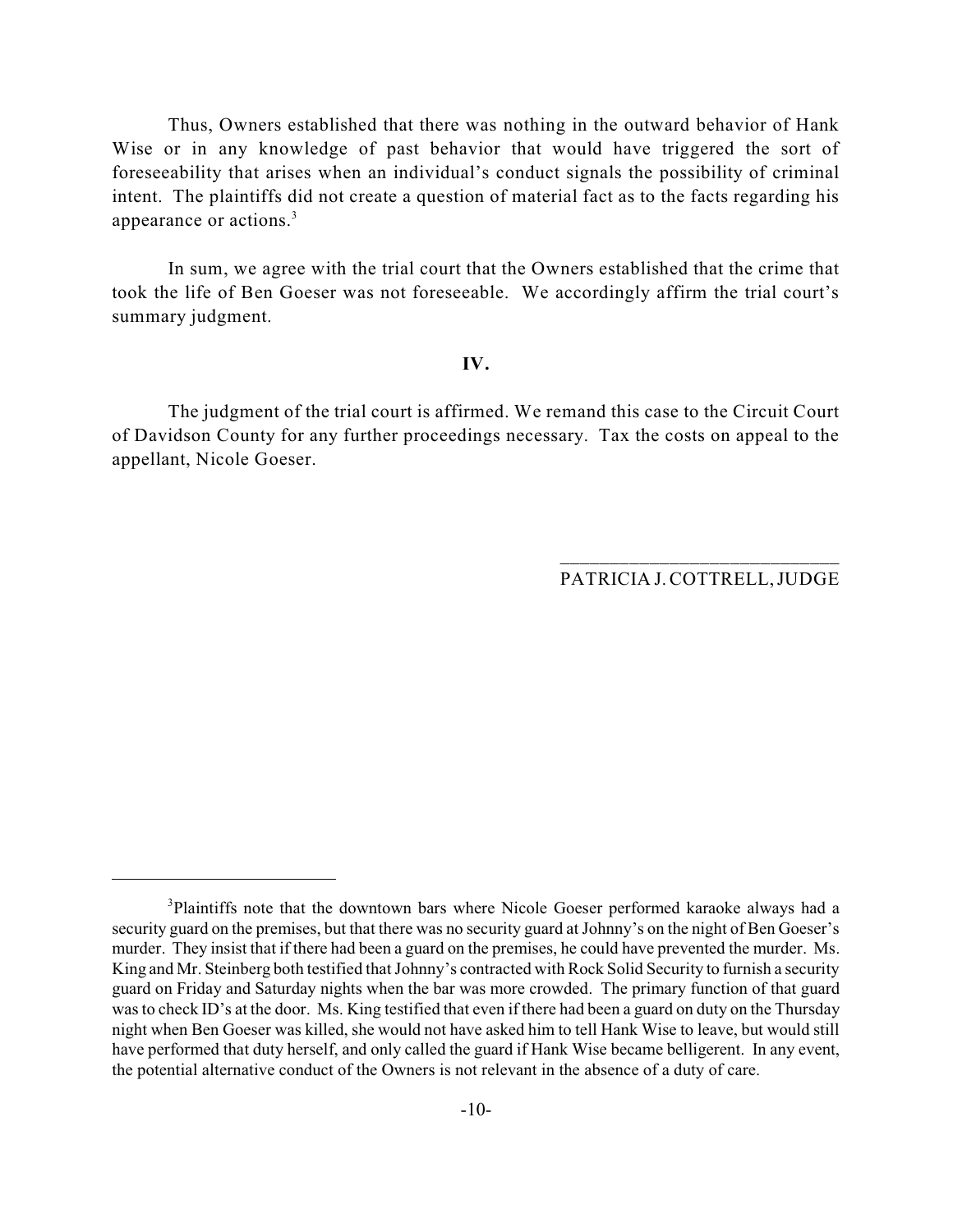Thus, Owners established that there was nothing in the outward behavior of Hank Wise or in any knowledge of past behavior that would have triggered the sort of foreseeability that arises when an individual's conduct signals the possibility of criminal intent. The plaintiffs did not create a question of material fact as to the facts regarding his appearance or actions.[3]

In sum, we agree with the trial court that the Owners established that the crime that took the life of Ben Goeser was not foreseeable. We accordingly affirm the trial court's summary judgment.

## IV.

The judgment of the trial court is affirmed. We remand this case to the Circuit Court of Davidson County for any further proceedings necessary. Tax the costs on appeal to the appellant, Nicole Goeser.

\_\_\_\_\_\_\_\_\_\_\_\_\_\_\_\_\_\_\_\_\_\_\_\_\_\_\_\_\_\_

PATRICIA J. COTTRELL, JUDGE

---

[3]Plaintiffs note that the downtown bars where Nicole Goeser performed karaoke always had a security guard on the premises, but that there was no security guard at Johnny's on the night of Ben Goeser's murder. They insist that if there had been a guard on the premises, he could have prevented the murder. Ms. King and Mr. Steinberg both testified that Johnny's contracted with Rock Solid Security to furnish a security guard on Friday and Saturday nights when the bar was more crowded. The primary function of that guard was to check ID's at the door. Ms. King testified that even if there had been a guard on duty on the Thursday night when Ben Goeser was killed, she would not have asked him to tell Hank Wise to leave, but would still have performed that duty herself, and only called the guard if Hank Wise became belligerent. In any event, the potential alternative conduct of the Owners is not relevant in the absence of a duty of care.